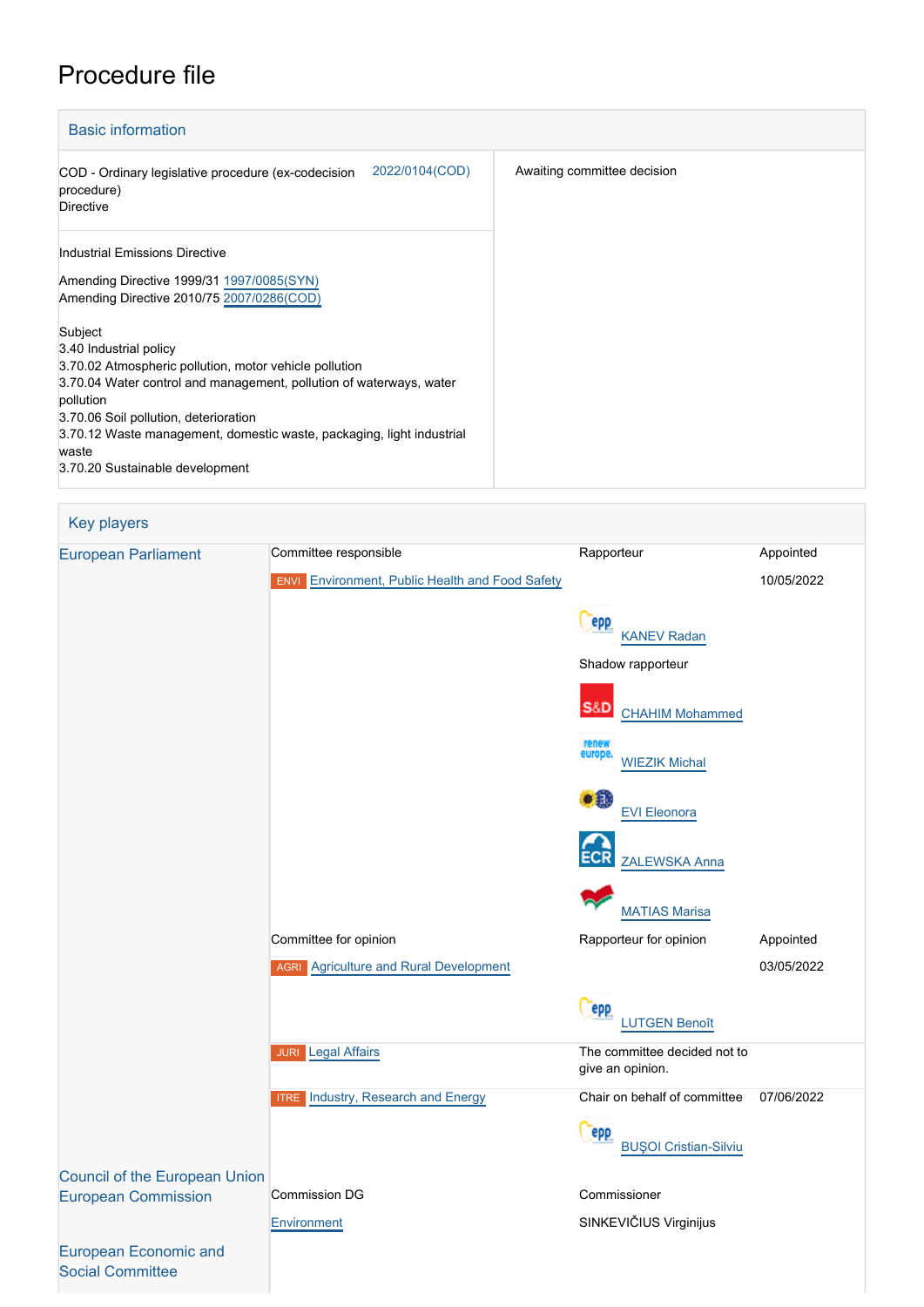# Procedure file

## Basic information

| | |
|---|---|
| COD - Ordinary legislative procedure (ex-codecision procedure)<br>Directive — 2022/0104(COD) | Awaiting committee decision |
| Industrial Emissions Directive<br><br>Amending Directive 1999/31 1997/0085(SYN)<br>Amending Directive 2010/75 2007/0286(COD)<br><br>Subject<br>3.40 Industrial policy<br>3.70.02 Atmospheric pollution, motor vehicle pollution<br>3.70.04 Water control and management, pollution of waterways, water pollution<br>3.70.06 Soil pollution, deterioration<br>3.70.12 Waste management, domestic waste, packaging, light industrial waste<br>3.70.20 Sustainable development | |

## Key players

| | | | |
|---|---|---|---|
| European Parliament | Committee responsible | Rapporteur | Appointed |
| | ENVI Environment, Public Health and Food Safety | | 10/05/2022 |
| | | KANEV Radan (EPP) | |
| | | Shadow rapporteur | |
| | | CHAHIM Mohammed (S&D) | |
| | | WIEZIK Michal (Renew Europe) | |
| | | EVI Eleonora (Greens/EFA) | |
| | | ZALEWSKA Anna (ECR) | |
| | | MATIAS Marisa (The Left) | |
| | Committee for opinion | Rapporteur for opinion | Appointed |
| | AGRI Agriculture and Rural Development | | 03/05/2022 |
| | | LUTGEN Benoît (EPP) | |
| | JURI Legal Affairs | The committee decided not to give an opinion. | |
| | ITRE Industry, Research and Energy | Chair on behalf of committee | 07/06/2022 |
| | | BUŞOI Cristian-Silviu (EPP) | |
| Council of the European Union | | | |
| European Commission | Commission DG | Commissioner | |
| | Environment | SINKEVIČIUS Virginijus | |
| European Economic and Social Committee | | | |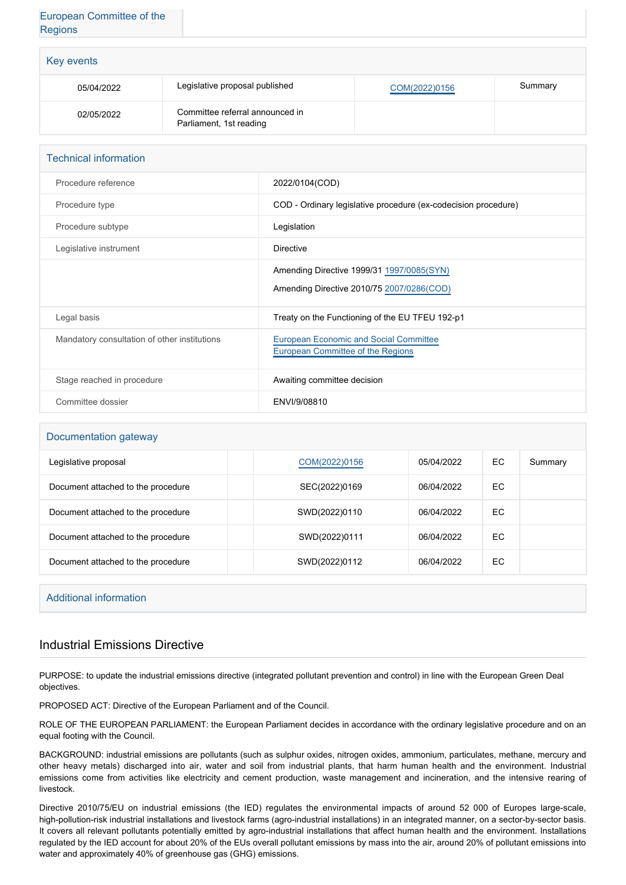| European Committee of the Regions | |
|---|---|

## Key events

| | | | |
|---|---|---|---|
| 05/04/2022 | Legislative proposal published | COM(2022)0156 | Summary |
| 02/05/2022 | Committee referral announced in Parliament, 1st reading | | |

## Technical information

| | |
|---|---|
| Procedure reference | 2022/0104(COD) |
| Procedure type | COD - Ordinary legislative procedure (ex-codecision procedure) |
| Procedure subtype | Legislation |
| Legislative instrument | Directive |
| | Amending Directive 1999/31 1997/0085(SYN)<br>Amending Directive 2010/75 2007/0286(COD) |
| Legal basis | Treaty on the Functioning of the EU TFEU 192-p1 |
| Mandatory consultation of other institutions | European Economic and Social Committee<br>European Committee of the Regions |
| Stage reached in procedure | Awaiting committee decision |
| Committee dossier | ENVI/9/08810 |

## Documentation gateway

| | | | | | |
|---|---|---|---|---|---|
| Legislative proposal | | COM(2022)0156 | 05/04/2022 | EC | Summary |
| Document attached to the procedure | | SEC(2022)0169 | 06/04/2022 | EC | |
| Document attached to the procedure | | SWD(2022)0110 | 06/04/2022 | EC | |
| Document attached to the procedure | | SWD(2022)0111 | 06/04/2022 | EC | |
| Document attached to the procedure | | SWD(2022)0112 | 06/04/2022 | EC | |

## Additional information

# Industrial Emissions Directive

PURPOSE: to update the industrial emissions directive (integrated pollutant prevention and control) in line with the European Green Deal objectives.

PROPOSED ACT: Directive of the European Parliament and of the Council.

ROLE OF THE EUROPEAN PARLIAMENT: the European Parliament decides in accordance with the ordinary legislative procedure and on an equal footing with the Council.

BACKGROUND: industrial emissions are pollutants (such as sulphur oxides, nitrogen oxides, ammonium, particulates, methane, mercury and other heavy metals) discharged into air, water and soil from industrial plants, that harm human health and the environment. Industrial emissions come from activities like electricity and cement production, waste management and incineration, and the intensive rearing of livestock.

Directive 2010/75/EU on industrial emissions (the IED) regulates the environmental impacts of around 52 000 of Europes large-scale, high-pollution-risk industrial installations and livestock farms (agro-industrial installations) in an integrated manner, on a sector-by-sector basis. It covers all relevant pollutants potentially emitted by agro-industrial installations that affect human health and the environment. Installations regulated by the IED account for about 20% of the EUs overall pollutant emissions by mass into the air, around 20% of pollutant emissions into water and approximately 40% of greenhouse gas (GHG) emissions.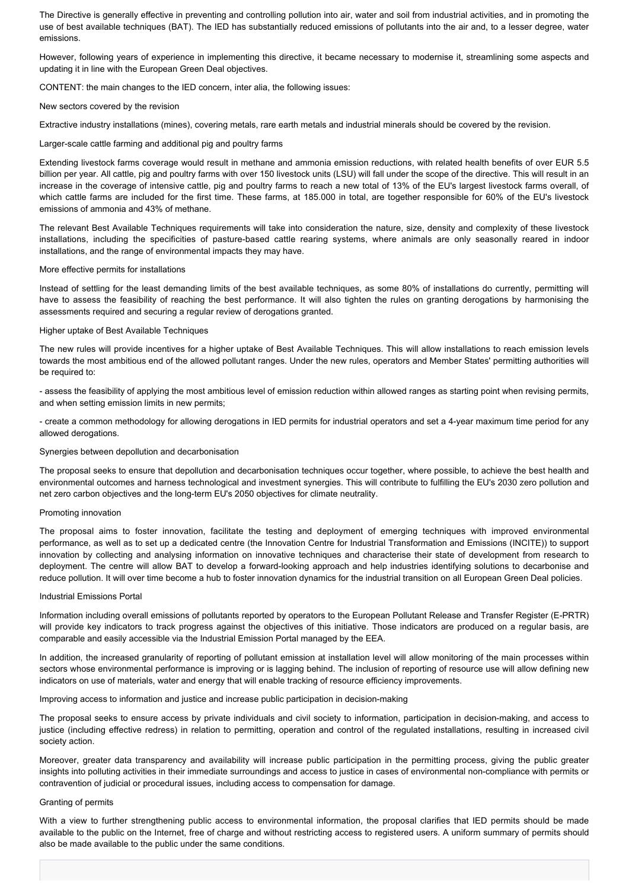The Directive is generally effective in preventing and controlling pollution into air, water and soil from industrial activities, and in promoting the use of best available techniques (BAT). The IED has substantially reduced emissions of pollutants into the air and, to a lesser degree, water emissions.

However, following years of experience in implementing this directive, it became necessary to modernise it, streamlining some aspects and updating it in line with the European Green Deal objectives.

CONTENT: the main changes to the IED concern, inter alia, the following issues:

New sectors covered by the revision

Extractive industry installations (mines), covering metals, rare earth metals and industrial minerals should be covered by the revision.

Larger-scale cattle farming and additional pig and poultry farms

Extending livestock farms coverage would result in methane and ammonia emission reductions, with related health benefits of over EUR 5.5 billion per year. All cattle, pig and poultry farms with over 150 livestock units (LSU) will fall under the scope of the directive. This will result in an increase in the coverage of intensive cattle, pig and poultry farms to reach a new total of 13% of the EU's largest livestock farms overall, of which cattle farms are included for the first time. These farms, at 185.000 in total, are together responsible for 60% of the EU's livestock emissions of ammonia and 43% of methane.

The relevant Best Available Techniques requirements will take into consideration the nature, size, density and complexity of these livestock installations, including the specificities of pasture-based cattle rearing systems, where animals are only seasonally reared in indoor installations, and the range of environmental impacts they may have.

More effective permits for installations

Instead of settling for the least demanding limits of the best available techniques, as some 80% of installations do currently, permitting will have to assess the feasibility of reaching the best performance. It will also tighten the rules on granting derogations by harmonising the assessments required and securing a regular review of derogations granted.

Higher uptake of Best Available Techniques

The new rules will provide incentives for a higher uptake of Best Available Techniques. This will allow installations to reach emission levels towards the most ambitious end of the allowed pollutant ranges. Under the new rules, operators and Member States' permitting authorities will be required to:

- assess the feasibility of applying the most ambitious level of emission reduction within allowed ranges as starting point when revising permits, and when setting emission limits in new permits;

- create a common methodology for allowing derogations in IED permits for industrial operators and set a 4-year maximum time period for any allowed derogations.

Synergies between depollution and decarbonisation

The proposal seeks to ensure that depollution and decarbonisation techniques occur together, where possible, to achieve the best health and environmental outcomes and harness technological and investment synergies. This will contribute to fulfilling the EU's 2030 zero pollution and net zero carbon objectives and the long-term EU's 2050 objectives for climate neutrality.

Promoting innovation

The proposal aims to foster innovation, facilitate the testing and deployment of emerging techniques with improved environmental performance, as well as to set up a dedicated centre (the Innovation Centre for Industrial Transformation and Emissions (INCITE)) to support innovation by collecting and analysing information on innovative techniques and characterise their state of development from research to deployment. The centre will allow BAT to develop a forward-looking approach and help industries identifying solutions to decarbonise and reduce pollution. It will over time become a hub to foster innovation dynamics for the industrial transition on all European Green Deal policies.

Industrial Emissions Portal

Information including overall emissions of pollutants reported by operators to the European Pollutant Release and Transfer Register (E-PRTR) will provide key indicators to track progress against the objectives of this initiative. Those indicators are produced on a regular basis, are comparable and easily accessible via the Industrial Emission Portal managed by the EEA.

In addition, the increased granularity of reporting of pollutant emission at installation level will allow monitoring of the main processes within sectors whose environmental performance is improving or is lagging behind. The inclusion of reporting of resource use will allow defining new indicators on use of materials, water and energy that will enable tracking of resource efficiency improvements.

Improving access to information and justice and increase public participation in decision-making

The proposal seeks to ensure access by private individuals and civil society to information, participation in decision-making, and access to justice (including effective redress) in relation to permitting, operation and control of the regulated installations, resulting in increased civil society action.

Moreover, greater data transparency and availability will increase public participation in the permitting process, giving the public greater insights into polluting activities in their immediate surroundings and access to justice in cases of environmental non-compliance with permits or contravention of judicial or procedural issues, including access to compensation for damage.

Granting of permits

With a view to further strengthening public access to environmental information, the proposal clarifies that IED permits should be made available to the public on the Internet, free of charge and without restricting access to registered users. A uniform summary of permits should also be made available to the public under the same conditions.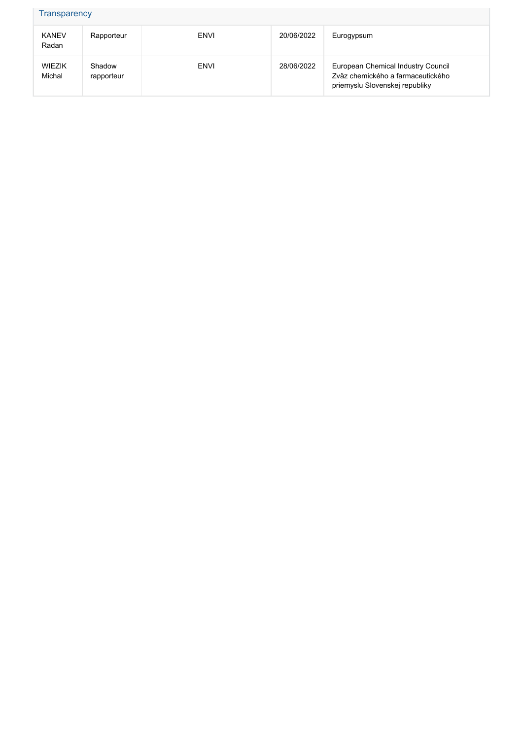## Transparency

| | | | | |
|---|---|---|---|---|
| KANEV Radan | Rapporteur | ENVI | 20/06/2022 | Eurogypsum |
| WIEZIK Michal | Shadow rapporteur | ENVI | 28/06/2022 | European Chemical Industry Council<br>Zväz chemického a farmaceutického priemyslu Slovenskej republiky |